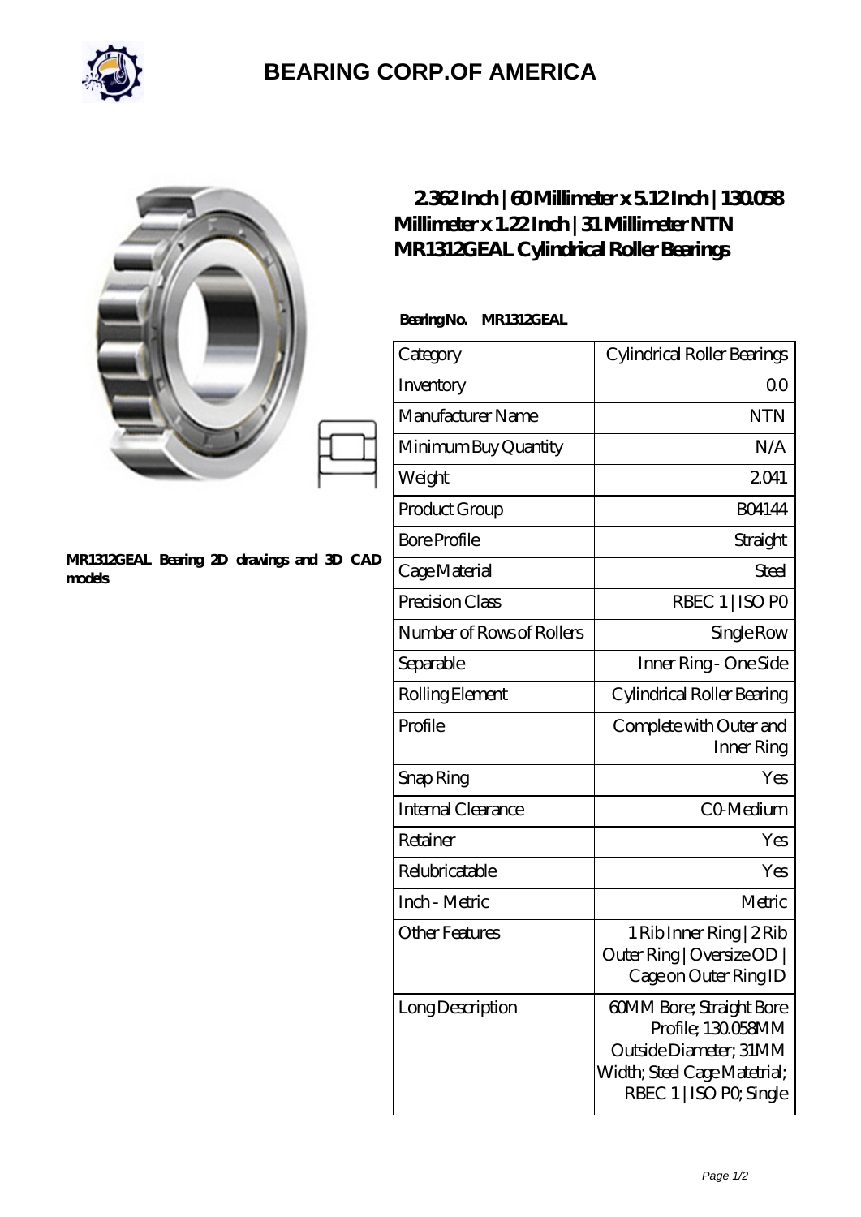# BEARING CORP.OF AMERICA

MR1312GEAL Bearing 2D drawings and 3D CAD models

## 2.362 Inch | 60 Millimeter x 5.12 Inch | 130.058 Millimeter x 1.22 Inch | 31 Millimeter NTN MR1312GEAL Cylindrical Roller Bearings

**Bearing No. MR1312GEAL**

| | |
|---|---|
| Category | Cylindrical Roller Bearings |
| Inventory | 0.0 |
| Manufacturer Name | NTN |
| Minimum Buy Quantity | N/A |
| Weight | 2.041 |
| Product Group | B04144 |
| Bore Profile | Straight |
| Cage Material | Steel |
| Precision Class | RBEC 1 \| ISO P0 |
| Number of Rows of Rollers | Single Row |
| Separable | Inner Ring - One Side |
| Rolling Element | Cylindrical Roller Bearing |
| Profile | Complete with Outer and Inner Ring |
| Snap Ring | Yes |
| Internal Clearance | C0-Medium |
| Retainer | Yes |
| Relubricatable | Yes |
| Inch - Metric | Metric |
| Other Features | 1 Rib Inner Ring \| 2 Rib Outer Ring \| Oversize OD \| Cage on Outer Ring ID |
| Long Description | 60MM Bore; Straight Bore Profile; 130.058MM Outside Diameter; 31MM Width; Steel Cage Matetrial; RBEC 1 \| ISO P0; Single |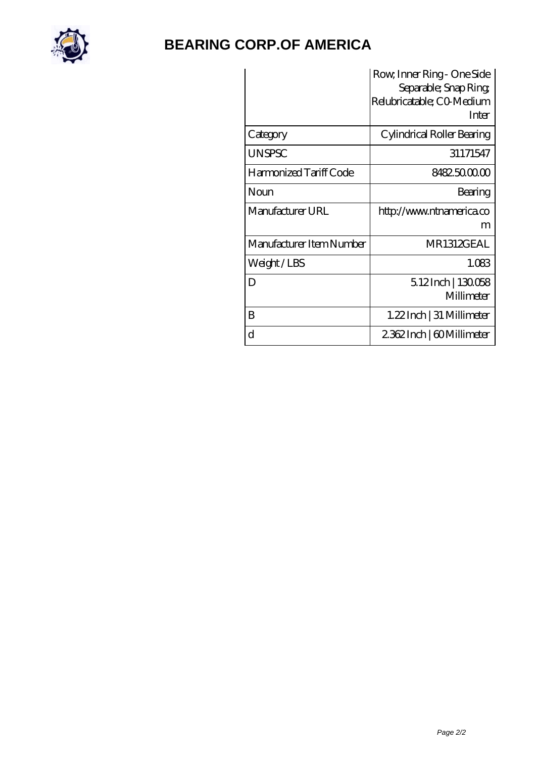# BEARING CORP.OF AMERICA

| | |
|---|---|
| | Row; Inner Ring - One Side Separable; Snap Ring; Relubricatable; C0-Medium Inter |
| Category | Cylindrical Roller Bearing |
| UNSPSC | 31171547 |
| Harmonized Tariff Code | 8482.50.00.00 |
| Noun | Bearing |
| Manufacturer URL | http://www.ntnamerica.com |
| Manufacturer Item Number | MR1312GEAL |
| Weight / LBS | 1.083 |
| D | 5.12 Inch \| 130.058 Millimeter |
| B | 1.22 Inch \| 31 Millimeter |
| d | 2.362 Inch \| 60 Millimeter |